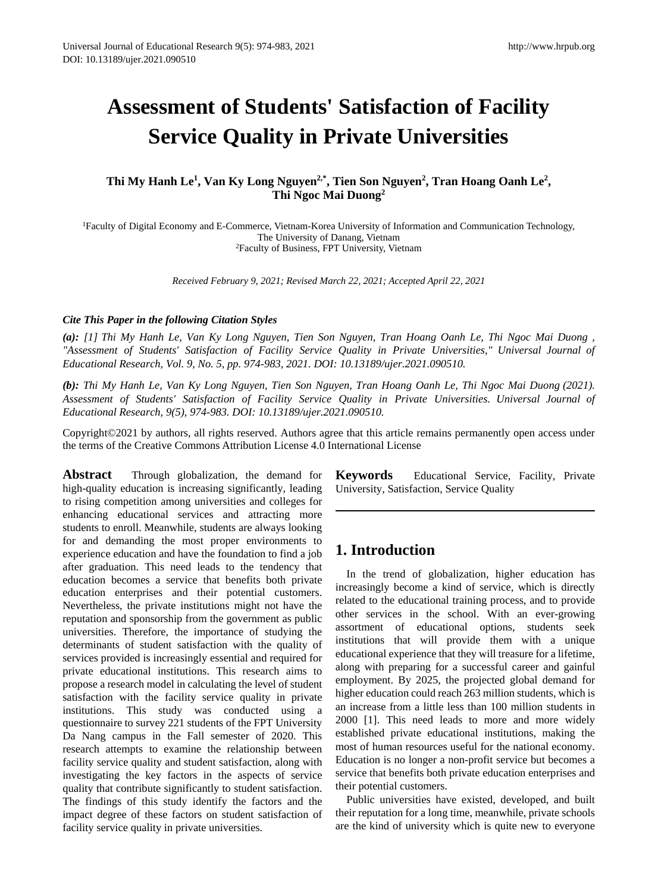# Assessment of Students' Satisfaction of Facility Service Quality in Private Universities

**Thi My Hanh Le[1], Van Ky Long Nguyen[2,*], Tien Son Nguyen[2], Tran Hoang Oanh Le[2], Thi Ngoc Mai Duong[2]**

[1]Faculty of Digital Economy and E-Commerce, Vietnam-Korea University of Information and Communication Technology, The University of Danang, Vietnam
[2]Faculty of Business, FPT University, Vietnam

*Received February 9, 2021; Revised March 22, 2021; Accepted April 22, 2021*

***Cite This Paper in the following Citation Styles***

***(a):*** *[1] Thi My Hanh Le, Van Ky Long Nguyen, Tien Son Nguyen, Tran Hoang Oanh Le, Thi Ngoc Mai Duong , "Assessment of Students' Satisfaction of Facility Service Quality in Private Universities," Universal Journal of Educational Research, Vol. 9, No. 5, pp. 974-983, 2021. DOI: 10.13189/ujer.2021.090510.*

***(b):*** *Thi My Hanh Le, Van Ky Long Nguyen, Tien Son Nguyen, Tran Hoang Oanh Le, Thi Ngoc Mai Duong (2021). Assessment of Students' Satisfaction of Facility Service Quality in Private Universities. Universal Journal of Educational Research, 9(5), 974-983. DOI: 10.13189/ujer.2021.090510.*

Copyright©2021 by authors, all rights reserved. Authors agree that this article remains permanently open access under the terms of the Creative Commons Attribution License 4.0 International License

**Abstract** Through globalization, the demand for high-quality education is increasing significantly, leading to rising competition among universities and colleges for enhancing educational services and attracting more students to enroll. Meanwhile, students are always looking for and demanding the most proper environments to experience education and have the foundation to find a job after graduation. This need leads to the tendency that education becomes a service that benefits both private education enterprises and their potential customers. Nevertheless, the private institutions might not have the reputation and sponsorship from the government as public universities. Therefore, the importance of studying the determinants of student satisfaction with the quality of services provided is increasingly essential and required for private educational institutions. This research aims to propose a research model in calculating the level of student satisfaction with the facility service quality in private institutions. This study was conducted using a questionnaire to survey 221 students of the FPT University Da Nang campus in the Fall semester of 2020. This research attempts to examine the relationship between facility service quality and student satisfaction, along with investigating the key factors in the aspects of service quality that contribute significantly to student satisfaction. The findings of this study identify the factors and the impact degree of these factors on student satisfaction of facility service quality in private universities.

**Keywords** Educational Service, Facility, Private University, Satisfaction, Service Quality

## 1. Introduction

In the trend of globalization, higher education has increasingly become a kind of service, which is directly related to the educational training process, and to provide other services in the school. With an ever-growing assortment of educational options, students seek institutions that will provide them with a unique educational experience that they will treasure for a lifetime, along with preparing for a successful career and gainful employment. By 2025, the projected global demand for higher education could reach 263 million students, which is an increase from a little less than 100 million students in 2000 [1]. This need leads to more and more widely established private educational institutions, making the most of human resources useful for the national economy. Education is no longer a non-profit service but becomes a service that benefits both private education enterprises and their potential customers.

Public universities have existed, developed, and built their reputation for a long time, meanwhile, private schools are the kind of university which is quite new to everyone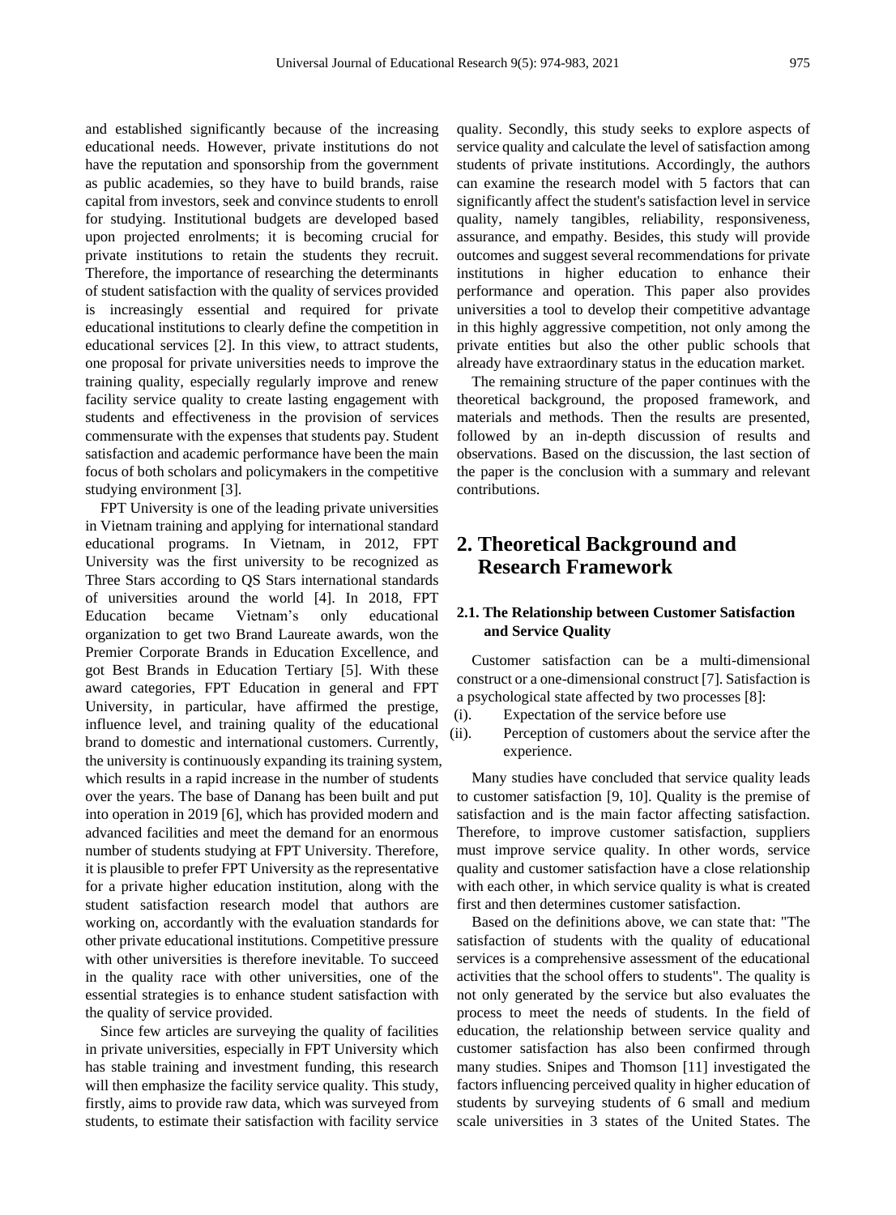and established significantly because of the increasing educational needs. However, private institutions do not have the reputation and sponsorship from the government as public academies, so they have to build brands, raise capital from investors, seek and convince students to enroll for studying. Institutional budgets are developed based upon projected enrolments; it is becoming crucial for private institutions to retain the students they recruit. Therefore, the importance of researching the determinants of student satisfaction with the quality of services provided is increasingly essential and required for private educational institutions to clearly define the competition in educational services [2]. In this view, to attract students, one proposal for private universities needs to improve the training quality, especially regularly improve and renew facility service quality to create lasting engagement with students and effectiveness in the provision of services commensurate with the expenses that students pay. Student satisfaction and academic performance have been the main focus of both scholars and policymakers in the competitive studying environment [3].

FPT University is one of the leading private universities in Vietnam training and applying for international standard educational programs. In Vietnam, in 2012, FPT University was the first university to be recognized as Three Stars according to QS Stars international standards of universities around the world [4]. In 2018, FPT Education became Vietnam's only educational organization to get two Brand Laureate awards, won the Premier Corporate Brands in Education Excellence, and got Best Brands in Education Tertiary [5]. With these award categories, FPT Education in general and FPT University, in particular, have affirmed the prestige, influence level, and training quality of the educational brand to domestic and international customers. Currently, the university is continuously expanding its training system, which results in a rapid increase in the number of students over the years. The base of Danang has been built and put into operation in 2019 [6], which has provided modern and advanced facilities and meet the demand for an enormous number of students studying at FPT University. Therefore, it is plausible to prefer FPT University as the representative for a private higher education institution, along with the student satisfaction research model that authors are working on, accordantly with the evaluation standards for other private educational institutions. Competitive pressure with other universities is therefore inevitable. To succeed in the quality race with other universities, one of the essential strategies is to enhance student satisfaction with the quality of service provided.

Since few articles are surveying the quality of facilities in private universities, especially in FPT University which has stable training and investment funding, this research will then emphasize the facility service quality. This study, firstly, aims to provide raw data, which was surveyed from students, to estimate their satisfaction with facility service quality. Secondly, this study seeks to explore aspects of service quality and calculate the level of satisfaction among students of private institutions. Accordingly, the authors can examine the research model with 5 factors that can significantly affect the student's satisfaction level in service quality, namely tangibles, reliability, responsiveness, assurance, and empathy. Besides, this study will provide outcomes and suggest several recommendations for private institutions in higher education to enhance their performance and operation. This paper also provides universities a tool to develop their competitive advantage in this highly aggressive competition, not only among the private entities but also the other public schools that already have extraordinary status in the education market.

The remaining structure of the paper continues with the theoretical background, the proposed framework, and materials and methods. Then the results are presented, followed by an in-depth discussion of results and observations. Based on the discussion, the last section of the paper is the conclusion with a summary and relevant contributions.

## 2. Theoretical Background and Research Framework

### 2.1. The Relationship between Customer Satisfaction and Service Quality

Customer satisfaction can be a multi-dimensional construct or a one-dimensional construct [7]. Satisfaction is a psychological state affected by two processes [8]:

(i). Expectation of the service before use

(ii). Perception of customers about the service after the experience.

Many studies have concluded that service quality leads to customer satisfaction [9, 10]. Quality is the premise of satisfaction and is the main factor affecting satisfaction. Therefore, to improve customer satisfaction, suppliers must improve service quality. In other words, service quality and customer satisfaction have a close relationship with each other, in which service quality is what is created first and then determines customer satisfaction.

Based on the definitions above, we can state that: "The satisfaction of students with the quality of educational services is a comprehensive assessment of the educational activities that the school offers to students". The quality is not only generated by the service but also evaluates the process to meet the needs of students. In the field of education, the relationship between service quality and customer satisfaction has also been confirmed through many studies. Snipes and Thomson [11] investigated the factors influencing perceived quality in higher education of students by surveying students of 6 small and medium scale universities in 3 states of the United States. The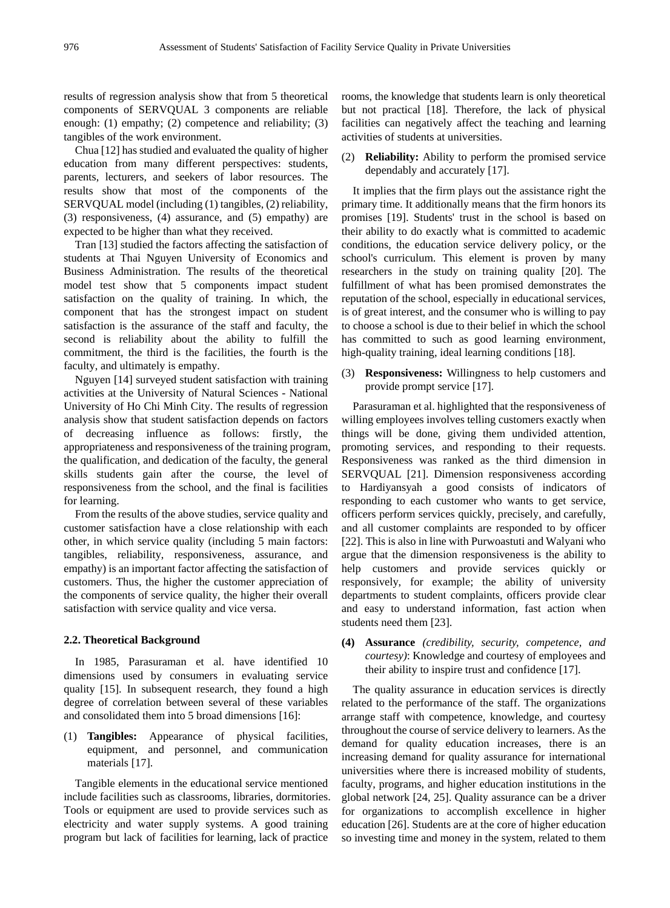results of regression analysis show that from 5 theoretical components of SERVQUAL 3 components are reliable enough: (1) empathy; (2) competence and reliability; (3) tangibles of the work environment.

Chua [12] has studied and evaluated the quality of higher education from many different perspectives: students, parents, lecturers, and seekers of labor resources. The results show that most of the components of the SERVQUAL model (including (1) tangibles, (2) reliability, (3) responsiveness, (4) assurance, and (5) empathy) are expected to be higher than what they received.

Tran [13] studied the factors affecting the satisfaction of students at Thai Nguyen University of Economics and Business Administration. The results of the theoretical model test show that 5 components impact student satisfaction on the quality of training. In which, the component that has the strongest impact on student satisfaction is the assurance of the staff and faculty, the second is reliability about the ability to fulfill the commitment, the third is the facilities, the fourth is the faculty, and ultimately is empathy.

Nguyen [14] surveyed student satisfaction with training activities at the University of Natural Sciences - National University of Ho Chi Minh City. The results of regression analysis show that student satisfaction depends on factors of decreasing influence as follows: firstly, the appropriateness and responsiveness of the training program, the qualification, and dedication of the faculty, the general skills students gain after the course, the level of responsiveness from the school, and the final is facilities for learning.

From the results of the above studies, service quality and customer satisfaction have a close relationship with each other, in which service quality (including 5 main factors: tangibles, reliability, responsiveness, assurance, and empathy) is an important factor affecting the satisfaction of customers. Thus, the higher the customer appreciation of the components of service quality, the higher their overall satisfaction with service quality and vice versa.

### 2.2. Theoretical Background

In 1985, Parasuraman et al. have identified 10 dimensions used by consumers in evaluating service quality [15]. In subsequent research, they found a high degree of correlation between several of these variables and consolidated them into 5 broad dimensions [16]:

(1) **Tangibles:** Appearance of physical facilities, equipment, and personnel, and communication materials [17].

Tangible elements in the educational service mentioned include facilities such as classrooms, libraries, dormitories. Tools or equipment are used to provide services such as electricity and water supply systems. A good training program but lack of facilities for learning, lack of practice rooms, the knowledge that students learn is only theoretical but not practical [18]. Therefore, the lack of physical facilities can negatively affect the teaching and learning activities of students at universities.

(2) **Reliability:** Ability to perform the promised service dependably and accurately [17].

It implies that the firm plays out the assistance right the primary time. It additionally means that the firm honors its promises [19]. Students' trust in the school is based on their ability to do exactly what is committed to academic conditions, the education service delivery policy, or the school's curriculum. This element is proven by many researchers in the study on training quality [20]. The fulfillment of what has been promised demonstrates the reputation of the school, especially in educational services, is of great interest, and the consumer who is willing to pay to choose a school is due to their belief in which the school has committed to such as good learning environment, high-quality training, ideal learning conditions [18].

(3) **Responsiveness:** Willingness to help customers and provide prompt service [17].

Parasuraman et al. highlighted that the responsiveness of willing employees involves telling customers exactly when things will be done, giving them undivided attention, promoting services, and responding to their requests. Responsiveness was ranked as the third dimension in SERVQUAL [21]. Dimension responsiveness according to Hardiyansyah a good consists of indicators of responding to each customer who wants to get service, officers perform services quickly, precisely, and carefully, and all customer complaints are responded to by officer [22]. This is also in line with Purwoastuti and Walyani who argue that the dimension responsiveness is the ability to help customers and provide services quickly or responsively, for example; the ability of university departments to student complaints, officers provide clear and easy to understand information, fast action when students need them [23].

**(4) Assurance** *(credibility, security, competence, and courtesy)*: Knowledge and courtesy of employees and their ability to inspire trust and confidence [17].

The quality assurance in education services is directly related to the performance of the staff. The organizations arrange staff with competence, knowledge, and courtesy throughout the course of service delivery to learners. As the demand for quality education increases, there is an increasing demand for quality assurance for international universities where there is increased mobility of students, faculty, programs, and higher education institutions in the global network [24, 25]. Quality assurance can be a driver for organizations to accomplish excellence in higher education [26]. Students are at the core of higher education so investing time and money in the system, related to them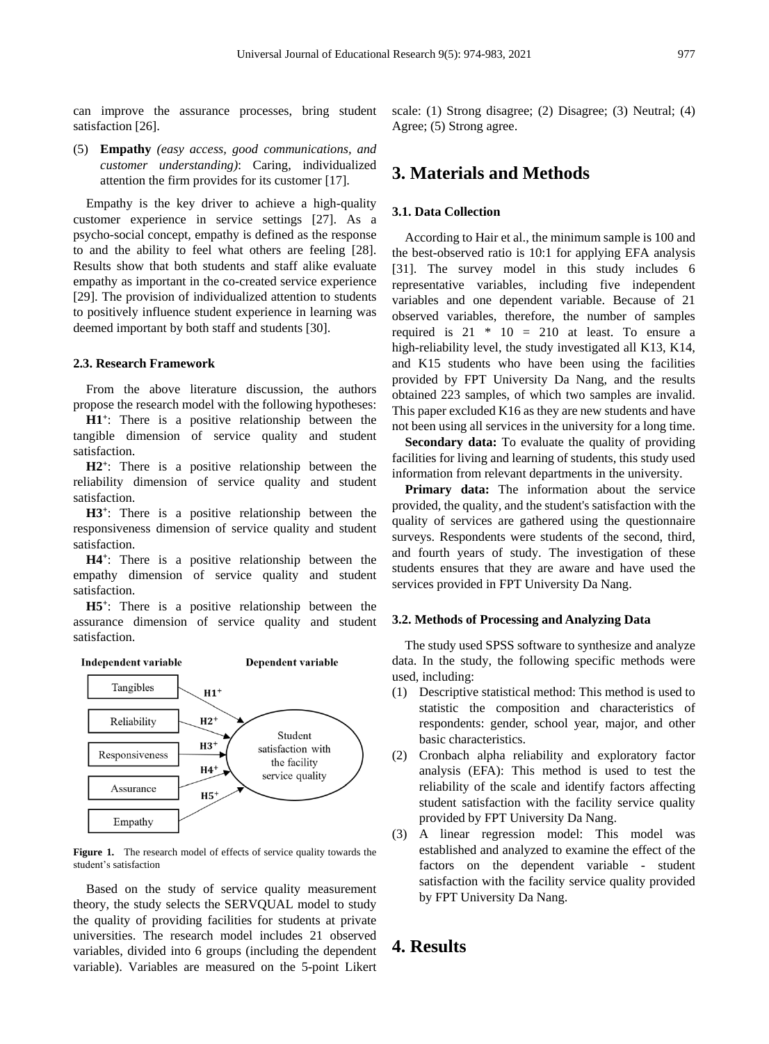can improve the assurance processes, bring student satisfaction [26].

(5) **Empathy** *(easy access, good communications, and customer understanding)*: Caring, individualized attention the firm provides for its customer [17].

Empathy is the key driver to achieve a high-quality customer experience in service settings [27]. As a psycho-social concept, empathy is defined as the response to and the ability to feel what others are feeling [28]. Results show that both students and staff alike evaluate empathy as important in the co-created service experience [29]. The provision of individualized attention to students to positively influence student experience in learning was deemed important by both staff and students [30].

### 2.3. Research Framework

From the above literature discussion, the authors propose the research model with the following hypotheses:

**H1⁺**: There is a positive relationship between the tangible dimension of service quality and student satisfaction.

**H2⁺**: There is a positive relationship between the reliability dimension of service quality and student satisfaction.

**H3⁺**: There is a positive relationship between the responsiveness dimension of service quality and student satisfaction.

**H4⁺**: There is a positive relationship between the empathy dimension of service quality and student satisfaction.

**H5⁺**: There is a positive relationship between the assurance dimension of service quality and student satisfaction.

**Figure 1.** The research model of effects of service quality towards the student's satisfaction

Based on the study of service quality measurement theory, the study selects the SERVQUAL model to study the quality of providing facilities for students at private universities. The research model includes 21 observed variables, divided into 6 groups (including the dependent variable). Variables are measured on the 5-point Likert scale: (1) Strong disagree; (2) Disagree; (3) Neutral; (4) Agree; (5) Strong agree.

## 3. Materials and Methods

### 3.1. Data Collection

According to Hair et al., the minimum sample is 100 and the best-observed ratio is 10:1 for applying EFA analysis [31]. The survey model in this study includes 6 representative variables, including five independent variables and one dependent variable. Because of 21 observed variables, therefore, the number of samples required is 21 * 10 = 210 at least. To ensure a high-reliability level, the study investigated all K13, K14, and K15 students who have been using the facilities provided by FPT University Da Nang, and the results obtained 223 samples, of which two samples are invalid. This paper excluded K16 as they are new students and have not been using all services in the university for a long time.

**Secondary data:** To evaluate the quality of providing facilities for living and learning of students, this study used information from relevant departments in the university.

**Primary data:** The information about the service provided, the quality, and the student's satisfaction with the quality of services are gathered using the questionnaire surveys. Respondents were students of the second, third, and fourth years of study. The investigation of these students ensures that they are aware and have used the services provided in FPT University Da Nang.

### 3.2. Methods of Processing and Analyzing Data

The study used SPSS software to synthesize and analyze data. In the study, the following specific methods were used, including:

(1) Descriptive statistical method: This method is used to statistic the composition and characteristics of respondents: gender, school year, major, and other basic characteristics.

(2) Cronbach alpha reliability and exploratory factor analysis (EFA): This method is used to test the reliability of the scale and identify factors affecting student satisfaction with the facility service quality provided by FPT University Da Nang.

(3) A linear regression model: This model was established and analyzed to examine the effect of the factors on the dependent variable - student satisfaction with the facility service quality provided by FPT University Da Nang.

## 4. Results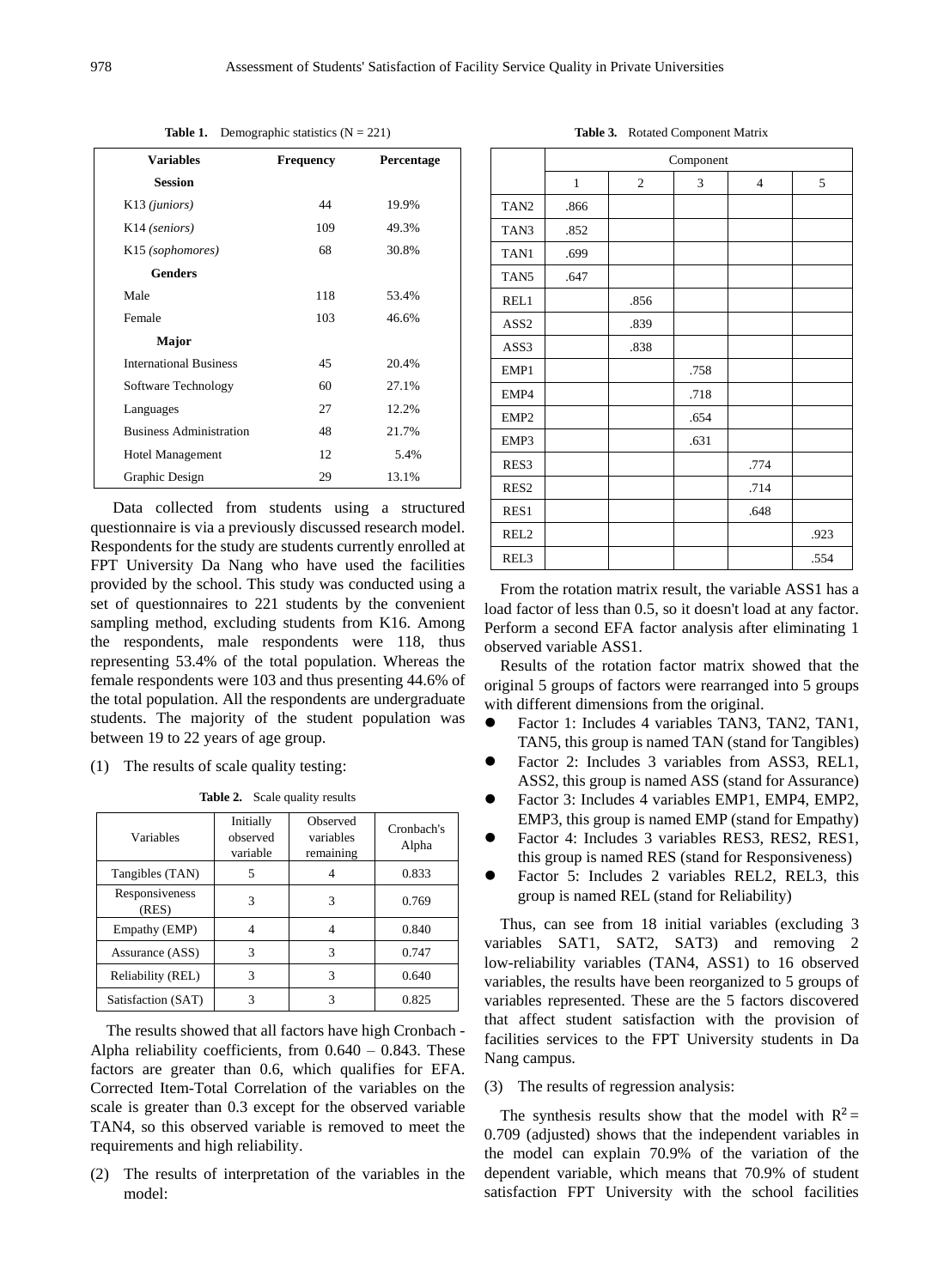**Table 1.** Demographic statistics (N = 221)

| Variables | Frequency | Percentage |
|---|---|---|
| **Session** | | |
| K13 *(juniors)* | 44 | 19.9% |
| K14 *(seniors)* | 109 | 49.3% |
| K15 *(sophomores)* | 68 | 30.8% |
| **Genders** | | |
| Male | 118 | 53.4% |
| Female | 103 | 46.6% |
| **Major** | | |
| International Business | 45 | 20.4% |
| Software Technology | 60 | 27.1% |
| Languages | 27 | 12.2% |
| Business Administration | 48 | 21.7% |
| Hotel Management | 12 | 5.4% |
| Graphic Design | 29 | 13.1% |

Data collected from students using a structured questionnaire is via a previously discussed research model. Respondents for the study are students currently enrolled at FPT University Da Nang who have used the facilities provided by the school. This study was conducted using a set of questionnaires to 221 students by the convenient sampling method, excluding students from K16. Among the respondents, male respondents were 118, thus representing 53.4% of the total population. Whereas the female respondents were 103 and thus presenting 44.6% of the total population. All the respondents are undergraduate students. The majority of the student population was between 19 to 22 years of age group.

(1) The results of scale quality testing:

**Table 2.** Scale quality results

| Variables | Initially observed variable | Observed variables remaining | Cronbach's Alpha |
|---|---|---|---|
| Tangibles (TAN) | 5 | 4 | 0.833 |
| Responsiveness (RES) | 3 | 3 | 0.769 |
| Empathy (EMP) | 4 | 4 | 0.840 |
| Assurance (ASS) | 3 | 3 | 0.747 |
| Reliability (REL) | 3 | 3 | 0.640 |
| Satisfaction (SAT) | 3 | 3 | 0.825 |

The results showed that all factors have high Cronbach - Alpha reliability coefficients, from 0.640 – 0.843. These factors are greater than 0.6, which qualifies for EFA. Corrected Item-Total Correlation of the variables on the scale is greater than 0.3 except for the observed variable TAN4, so this observed variable is removed to meet the requirements and high reliability.

(2) The results of interpretation of the variables in the model:

**Table 3.** Rotated Component Matrix

| | Component | | | | |
|---|---|---|---|---|---|
| | 1 | 2 | 3 | 4 | 5 |
| TAN2 | .866 | | | | |
| TAN3 | .852 | | | | |
| TAN1 | .699 | | | | |
| TAN5 | .647 | | | | |
| REL1 | | .856 | | | |
| ASS2 | | .839 | | | |
| ASS3 | | .838 | | | |
| EMP1 | | | .758 | | |
| EMP4 | | | .718 | | |
| EMP2 | | | .654 | | |
| EMP3 | | | .631 | | |
| RES3 | | | | .774 | |
| RES2 | | | | .714 | |
| RES1 | | | | .648 | |
| REL2 | | | | | .923 |
| REL3 | | | | | .554 |

From the rotation matrix result, the variable ASS1 has a load factor of less than 0.5, so it doesn't load at any factor. Perform a second EFA factor analysis after eliminating 1 observed variable ASS1.

Results of the rotation factor matrix showed that the original 5 groups of factors were rearranged into 5 groups with different dimensions from the original.

- Factor 1: Includes 4 variables TAN3, TAN2, TAN1, TAN5, this group is named TAN (stand for Tangibles)
- Factor 2: Includes 3 variables from ASS3, REL1, ASS2, this group is named ASS (stand for Assurance)
- Factor 3: Includes 4 variables EMP1, EMP4, EMP2, EMP3, this group is named EMP (stand for Empathy)
- Factor 4: Includes 3 variables RES3, RES2, RES1, this group is named RES (stand for Responsiveness)
- Factor 5: Includes 2 variables REL2, REL3, this group is named REL (stand for Reliability)

Thus, can see from 18 initial variables (excluding 3 variables SAT1, SAT2, SAT3) and removing 2 low-reliability variables (TAN4, ASS1) to 16 observed variables, the results have been reorganized to 5 groups of variables represented. These are the 5 factors discovered that affect student satisfaction with the provision of facilities services to the FPT University students in Da Nang campus.

(3) The results of regression analysis:

The synthesis results show that the model with $R^2 = 0.709$ (adjusted) shows that the independent variables in the model can explain 70.9% of the variation of the dependent variable, which means that 70.9% of student satisfaction FPT University with the school facilities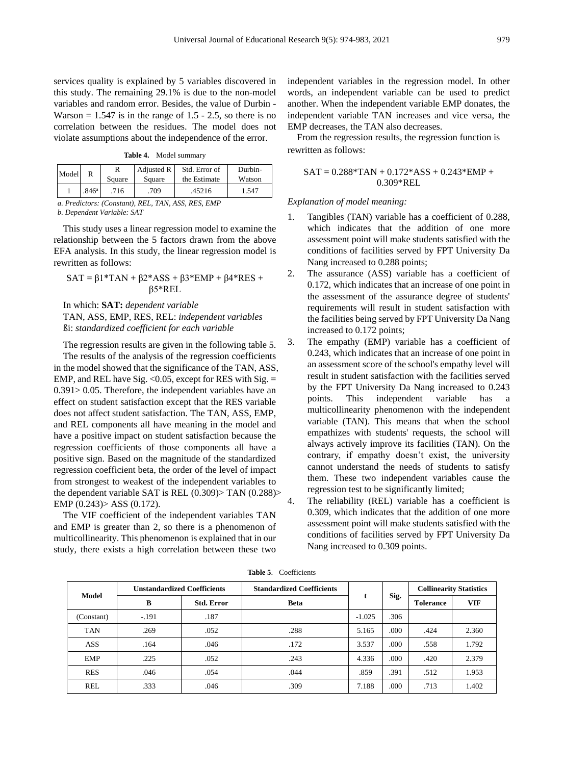services quality is explained by 5 variables discovered in this study. The remaining 29.1% is due to the non-model variables and random error. Besides, the value of Durbin - Warson = 1.547 is in the range of 1.5 - 2.5, so there is no correlation between the residues. The model does not violate assumptions about the independence of the error.

**Table 4.** Model summary

| Model | R | R Square | Adjusted R Square | Std. Error of the Estimate | Durbin-Watson |
|---|---|---|---|---|---|
| 1 | .846[a] | .716 | .709 | .45216 | 1.547 |

*a. Predictors: (Constant), REL, TAN, ASS, RES, EMP*

*b. Dependent Variable: SAT*

This study uses a linear regression model to examine the relationship between the 5 factors drawn from the above EFA analysis. In this study, the linear regression model is rewritten as follows:

$$SAT = \beta1*TAN + \beta2*ASS + \beta3*EMP + \beta4*RES + \beta5*REL$$

In which: **SAT:** *dependent variable*

TAN, ASS, EMP, RES, REL: *independent variables*

ßi: *standardized coefficient for each variable*

The regression results are given in the following table 5.

The results of the analysis of the regression coefficients in the model showed that the significance of the TAN, ASS, EMP, and REL have Sig. <0.05, except for RES with Sig. = 0.391> 0.05. Therefore, the independent variables have an effect on student satisfaction except that the RES variable does not affect student satisfaction. The TAN, ASS, EMP, and REL components all have meaning in the model and have a positive impact on student satisfaction because the regression coefficients of those components all have a positive sign. Based on the magnitude of the standardized regression coefficient beta, the order of the level of impact from strongest to weakest of the independent variables to the dependent variable SAT is REL (0.309)> TAN (0.288)> EMP (0.243)> ASS (0.172).

The VIF coefficient of the independent variables TAN and EMP is greater than 2, so there is a phenomenon of multicollinearity. This phenomenon is explained that in our study, there exists a high correlation between these two independent variables in the regression model. In other words, an independent variable can be used to predict another. When the independent variable EMP donates, the independent variable TAN increases and vice versa, the EMP decreases, the TAN also decreases.

From the regression results, the regression function is rewritten as follows:

$$SAT = 0.288*TAN + 0.172*ASS + 0.243*EMP + 0.309*REL$$

*Explanation of model meaning:*

1. Tangibles (TAN) variable has a coefficient of 0.288, which indicates that the addition of one more assessment point will make students satisfied with the conditions of facilities served by FPT University Da Nang increased to 0.288 points;
2. The assurance (ASS) variable has a coefficient of 0.172, which indicates that an increase of one point in the assessment of the assurance degree of students' requirements will result in student satisfaction with the facilities being served by FPT University Da Nang increased to 0.172 points;
3. The empathy (EMP) variable has a coefficient of 0.243, which indicates that an increase of one point in an assessment score of the school's empathy level will result in student satisfaction with the facilities served by the FPT University Da Nang increased to 0.243 points. This independent variable has a multicollinearity phenomenon with the independent variable (TAN). This means that when the school empathizes with students' requests, the school will always actively improve its facilities (TAN). On the contrary, if empathy doesn't exist, the university cannot understand the needs of students to satisfy them. These two independent variables cause the regression test to be significantly limited;
4. The reliability (REL) variable has a coefficient is 0.309, which indicates that the addition of one more assessment point will make students satisfied with the conditions of facilities served by FPT University Da Nang increased to 0.309 points.

**Table 5**. Coefficients

| Model | Unstandardized Coefficients | | Standardized Coefficients | t | Sig. | Collinearity Statistics | |
|---|---|---|---|---|---|---|---|
| | B | Std. Error | Beta | | | Tolerance | VIF |
| (Constant) | -.191 | .187 | | -1.025 | .306 | | |
| TAN | .269 | .052 | .288 | 5.165 | .000 | .424 | 2.360 |
| ASS | .164 | .046 | .172 | 3.537 | .000 | .558 | 1.792 |
| EMP | .225 | .052 | .243 | 4.336 | .000 | .420 | 2.379 |
| RES | .046 | .054 | .044 | .859 | .391 | .512 | 1.953 |
| REL | .333 | .046 | .309 | 7.188 | .000 | .713 | 1.402 |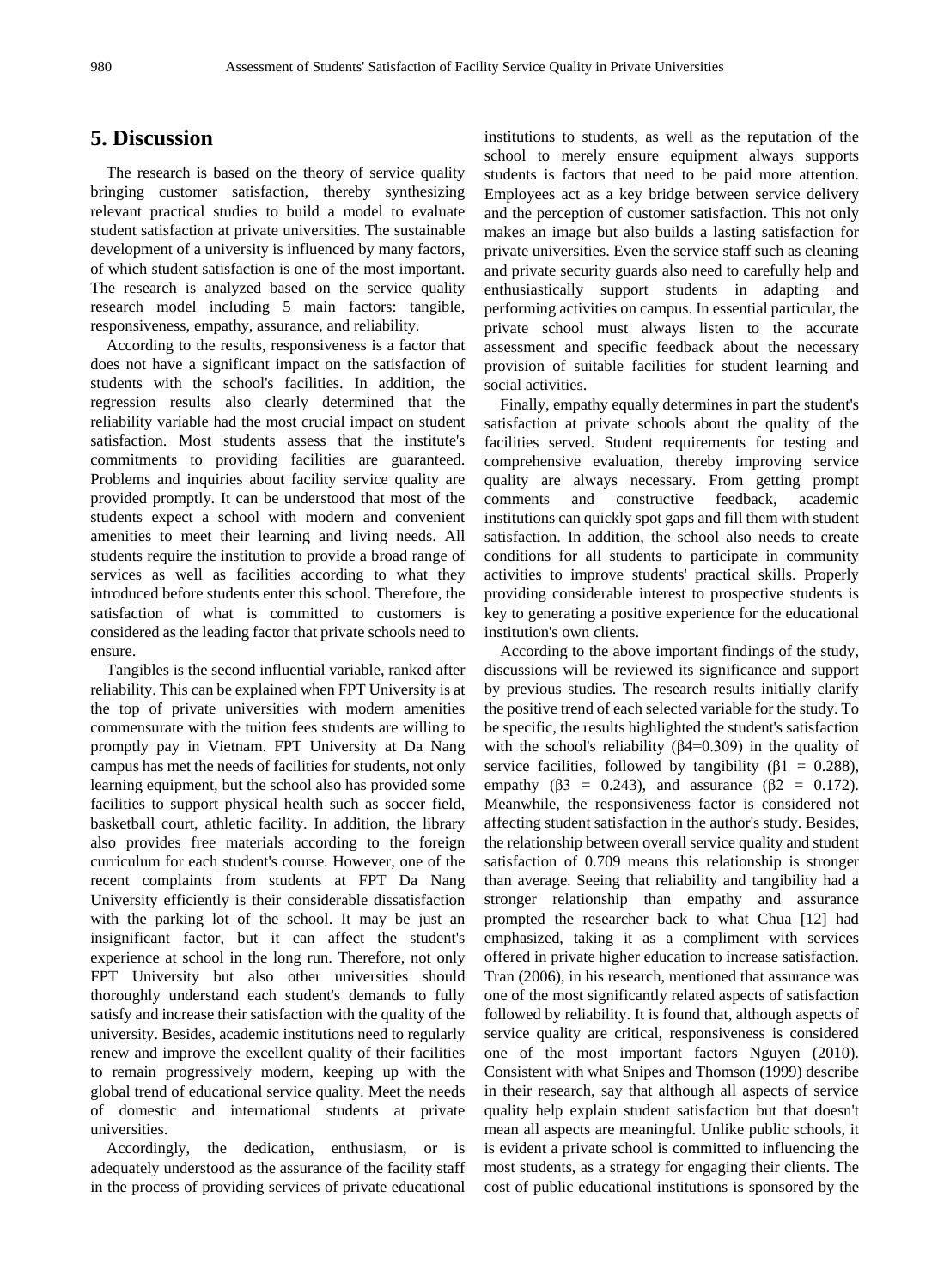## 5. Discussion

The research is based on the theory of service quality bringing customer satisfaction, thereby synthesizing relevant practical studies to build a model to evaluate student satisfaction at private universities. The sustainable development of a university is influenced by many factors, of which student satisfaction is one of the most important. The research is analyzed based on the service quality research model including 5 main factors: tangible, responsiveness, empathy, assurance, and reliability.

According to the results, responsiveness is a factor that does not have a significant impact on the satisfaction of students with the school's facilities. In addition, the regression results also clearly determined that the reliability variable had the most crucial impact on student satisfaction. Most students assess that the institute's commitments to providing facilities are guaranteed. Problems and inquiries about facility service quality are provided promptly. It can be understood that most of the students expect a school with modern and convenient amenities to meet their learning and living needs. All students require the institution to provide a broad range of services as well as facilities according to what they introduced before students enter this school. Therefore, the satisfaction of what is committed to customers is considered as the leading factor that private schools need to ensure.

Tangibles is the second influential variable, ranked after reliability. This can be explained when FPT University is at the top of private universities with modern amenities commensurate with the tuition fees students are willing to promptly pay in Vietnam. FPT University at Da Nang campus has met the needs of facilities for students, not only learning equipment, but the school also has provided some facilities to support physical health such as soccer field, basketball court, athletic facility. In addition, the library also provides free materials according to the foreign curriculum for each student's course. However, one of the recent complaints from students at FPT Da Nang University efficiently is their considerable dissatisfaction with the parking lot of the school. It may be just an insignificant factor, but it can affect the student's experience at school in the long run. Therefore, not only FPT University but also other universities should thoroughly understand each student's demands to fully satisfy and increase their satisfaction with the quality of the university. Besides, academic institutions need to regularly renew and improve the excellent quality of their facilities to remain progressively modern, keeping up with the global trend of educational service quality. Meet the needs of domestic and international students at private universities.

Accordingly, the dedication, enthusiasm, or is adequately understood as the assurance of the facility staff in the process of providing services of private educational institutions to students, as well as the reputation of the school to merely ensure equipment always supports students is factors that need to be paid more attention. Employees act as a key bridge between service delivery and the perception of customer satisfaction. This not only makes an image but also builds a lasting satisfaction for private universities. Even the service staff such as cleaning and private security guards also need to carefully help and enthusiastically support students in adapting and performing activities on campus. In essential particular, the private school must always listen to the accurate assessment and specific feedback about the necessary provision of suitable facilities for student learning and social activities.

Finally, empathy equally determines in part the student's satisfaction at private schools about the quality of the facilities served. Student requirements for testing and comprehensive evaluation, thereby improving service quality are always necessary. From getting prompt comments and constructive feedback, academic institutions can quickly spot gaps and fill them with student satisfaction. In addition, the school also needs to create conditions for all students to participate in community activities to improve students' practical skills. Properly providing considerable interest to prospective students is key to generating a positive experience for the educational institution's own clients.

According to the above important findings of the study, discussions will be reviewed its significance and support by previous studies. The research results initially clarify the positive trend of each selected variable for the study. To be specific, the results highlighted the student's satisfaction with the school's reliability ($\beta4=0.309$) in the quality of service facilities, followed by tangibility ($\beta1 = 0.288$), empathy ($\beta3 = 0.243$), and assurance ($\beta2 = 0.172$). Meanwhile, the responsiveness factor is considered not affecting student satisfaction in the author's study. Besides, the relationship between overall service quality and student satisfaction of 0.709 means this relationship is stronger than average. Seeing that reliability and tangibility had a stronger relationship than empathy and assurance prompted the researcher back to what Chua [12] had emphasized, taking it as a compliment with services offered in private higher education to increase satisfaction. Tran (2006), in his research, mentioned that assurance was one of the most significantly related aspects of satisfaction followed by reliability. It is found that, although aspects of service quality are critical, responsiveness is considered one of the most important factors Nguyen (2010). Consistent with what Snipes and Thomson (1999) describe in their research, say that although all aspects of service quality help explain student satisfaction but that doesn't mean all aspects are meaningful. Unlike public schools, it is evident a private school is committed to influencing the most students, as a strategy for engaging their clients. The cost of public educational institutions is sponsored by the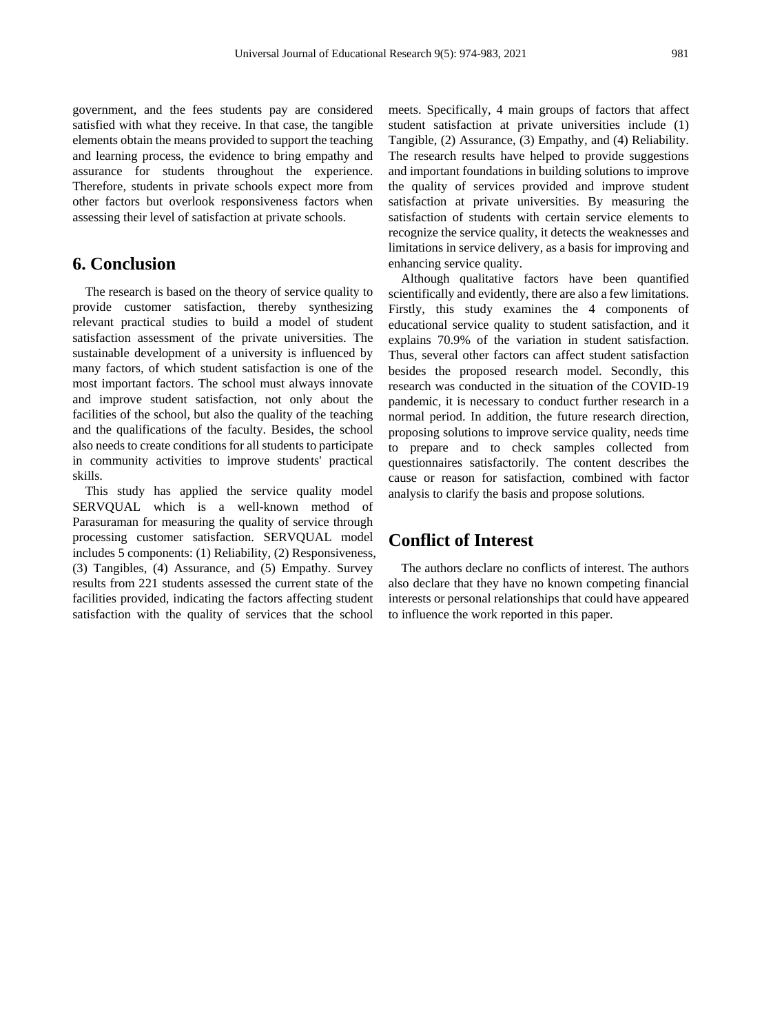government, and the fees students pay are considered satisfied with what they receive. In that case, the tangible elements obtain the means provided to support the teaching and learning process, the evidence to bring empathy and assurance for students throughout the experience. Therefore, students in private schools expect more from other factors but overlook responsiveness factors when assessing their level of satisfaction at private schools.

## 6. Conclusion

The research is based on the theory of service quality to provide customer satisfaction, thereby synthesizing relevant practical studies to build a model of student satisfaction assessment of the private universities. The sustainable development of a university is influenced by many factors, of which student satisfaction is one of the most important factors. The school must always innovate and improve student satisfaction, not only about the facilities of the school, but also the quality of the teaching and the qualifications of the faculty. Besides, the school also needs to create conditions for all students to participate in community activities to improve students' practical skills.

This study has applied the service quality model SERVQUAL which is a well-known method of Parasuraman for measuring the quality of service through processing customer satisfaction. SERVQUAL model includes 5 components: (1) Reliability, (2) Responsiveness, (3) Tangibles, (4) Assurance, and (5) Empathy. Survey results from 221 students assessed the current state of the facilities provided, indicating the factors affecting student satisfaction with the quality of services that the school meets. Specifically, 4 main groups of factors that affect student satisfaction at private universities include (1) Tangible, (2) Assurance, (3) Empathy, and (4) Reliability. The research results have helped to provide suggestions and important foundations in building solutions to improve the quality of services provided and improve student satisfaction at private universities. By measuring the satisfaction of students with certain service elements to recognize the service quality, it detects the weaknesses and limitations in service delivery, as a basis for improving and enhancing service quality.

Although qualitative factors have been quantified scientifically and evidently, there are also a few limitations. Firstly, this study examines the 4 components of educational service quality to student satisfaction, and it explains 70.9% of the variation in student satisfaction. Thus, several other factors can affect student satisfaction besides the proposed research model. Secondly, this research was conducted in the situation of the COVID-19 pandemic, it is necessary to conduct further research in a normal period. In addition, the future research direction, proposing solutions to improve service quality, needs time to prepare and to check samples collected from questionnaires satisfactorily. The content describes the cause or reason for satisfaction, combined with factor analysis to clarify the basis and propose solutions.

## Conflict of Interest

The authors declare no conflicts of interest. The authors also declare that they have no known competing financial interests or personal relationships that could have appeared to influence the work reported in this paper.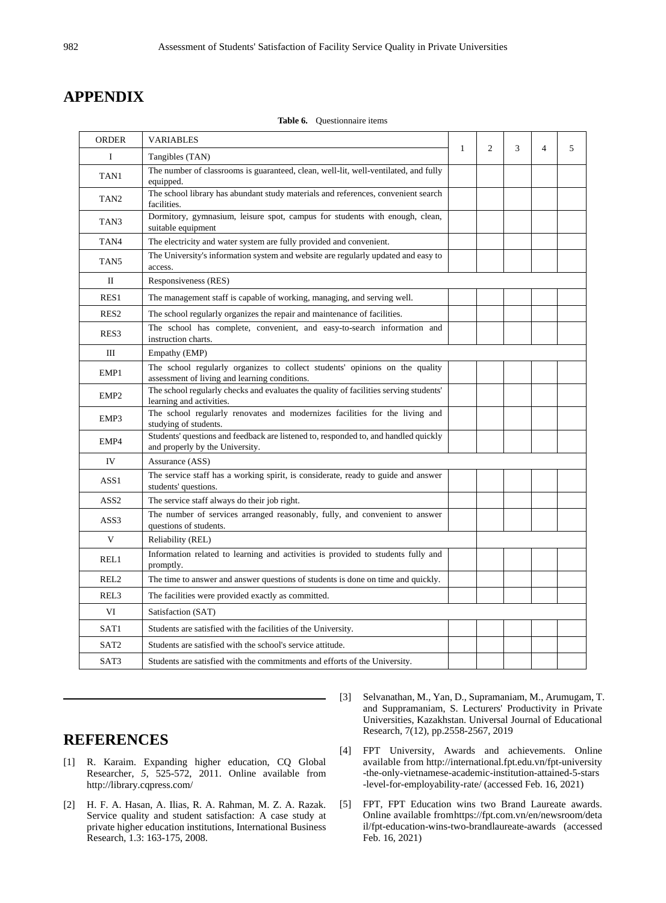# APPENDIX

**Table 6.** Questionnaire items

| ORDER | VARIABLES | 1 | 2 | 3 | 4 | 5 |
|---|---|---|---|---|---|---|
| I | Tangibles (TAN) | | | | | |
| TAN1 | The number of classrooms is guaranteed, clean, well-lit, well-ventilated, and fully equipped. | | | | | |
| TAN2 | The school library has abundant study materials and references, convenient search facilities. | | | | | |
| TAN3 | Dormitory, gymnasium, leisure spot, campus for students with enough, clean, suitable equipment | | | | | |
| TAN4 | The electricity and water system are fully provided and convenient. | | | | | |
| TAN5 | The University's information system and website are regularly updated and easy to access. | | | | | |
| II | Responsiveness (RES) | | | | | |
| RES1 | The management staff is capable of working, managing, and serving well. | | | | | |
| RES2 | The school regularly organizes the repair and maintenance of facilities. | | | | | |
| RES3 | The school has complete, convenient, and easy-to-search information and instruction charts. | | | | | |
| III | Empathy (EMP) | | | | | |
| EMP1 | The school regularly organizes to collect students' opinions on the quality assessment of living and learning conditions. | | | | | |
| EMP2 | The school regularly checks and evaluates the quality of facilities serving students' learning and activities. | | | | | |
| EMP3 | The school regularly renovates and modernizes facilities for the living and studying of students. | | | | | |
| EMP4 | Students' questions and feedback are listened to, responded to, and handled quickly and properly by the University. | | | | | |
| IV | Assurance (ASS) | | | | | |
| ASS1 | The service staff has a working spirit, is considerate, ready to guide and answer students' questions. | | | | | |
| ASS2 | The service staff always do their job right. | | | | | |
| ASS3 | The number of services arranged reasonably, fully, and convenient to answer questions of students. | | | | | |
| V | Reliability (REL) | | | | | |
| REL1 | Information related to learning and activities is provided to students fully and promptly. | | | | | |
| REL2 | The time to answer and answer questions of students is done on time and quickly. | | | | | |
| REL3 | The facilities were provided exactly as committed. | | | | | |
| VI | Satisfaction (SAT) | | | | | |
| SAT1 | Students are satisfied with the facilities of the University. | | | | | |
| SAT2 | Students are satisfied with the school's service attitude. | | | | | |
| SAT3 | Students are satisfied with the commitments and efforts of the University. | | | | | |

# REFERENCES

[1] R. Karaim. Expanding higher education, CQ Global Researcher, *5*, 525-572, 2011. Online available from http://library.cqpress.com/

[2] H. F. A. Hasan, A. Ilias, R. A. Rahman, M. Z. A. Razak. Service quality and student satisfaction: A case study at private higher education institutions, International Business Research, 1.3: 163-175, 2008.

[3] Selvanathan, M., Yan, D., Supramaniam, M., Arumugam, T. and Suppramaniam, S. Lecturers' Productivity in Private Universities, Kazakhstan. Universal Journal of Educational Research, 7(12), pp.2558-2567, 2019

[4] FPT University, Awards and achievements. Online available from http://international.fpt.edu.vn/fpt-university-the-only-vietnamese-academic-institution-attained-5-stars-level-for-employability-rate/ (accessed Feb. 16, 2021)

[5] FPT, FPT Education wins two Brand Laureate awards. Online available fromhttps://fpt.com.vn/en/newsroom/detail/fpt-education-wins-two-brandlaureate-awards (accessed Feb. 16, 2021)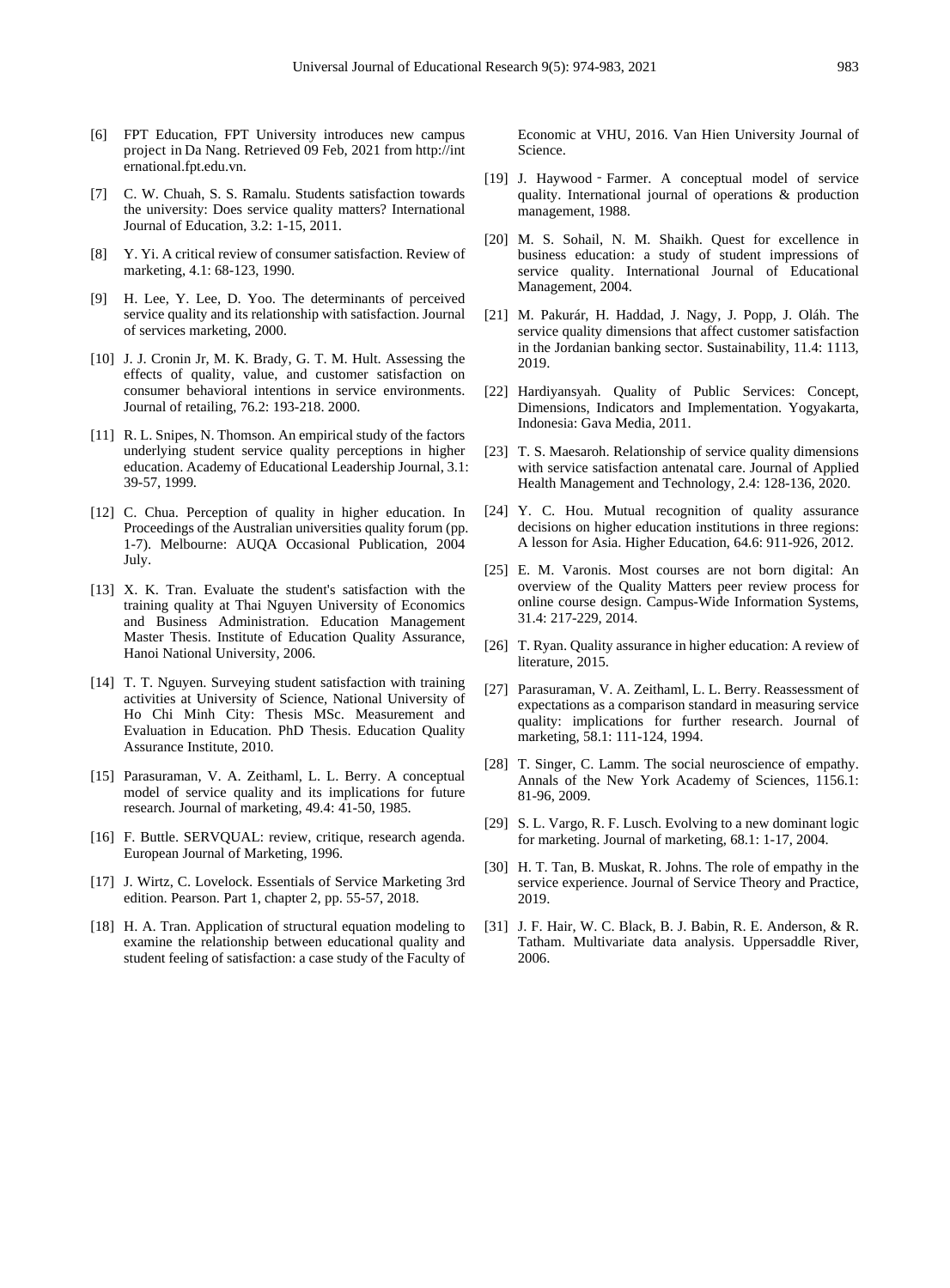[6] FPT Education, FPT University introduces new campus project in Da Nang. Retrieved 09 Feb, 2021 from http://international.fpt.edu.vn.

[7] C. W. Chuah, S. S. Ramalu. Students satisfaction towards the university: Does service quality matters? International Journal of Education, 3.2: 1-15, 2011.

[8] Y. Yi. A critical review of consumer satisfaction. Review of marketing, 4.1: 68-123, 1990.

[9] H. Lee, Y. Lee, D. Yoo. The determinants of perceived service quality and its relationship with satisfaction. Journal of services marketing, 2000.

[10] J. J. Cronin Jr, M. K. Brady, G. T. M. Hult. Assessing the effects of quality, value, and customer satisfaction on consumer behavioral intentions in service environments. Journal of retailing, 76.2: 193-218. 2000.

[11] R. L. Snipes, N. Thomson. An empirical study of the factors underlying student service quality perceptions in higher education. Academy of Educational Leadership Journal, 3.1: 39-57, 1999.

[12] C. Chua. Perception of quality in higher education. In Proceedings of the Australian universities quality forum (pp. 1-7). Melbourne: AUQA Occasional Publication, 2004 July.

[13] X. K. Tran. Evaluate the student's satisfaction with the training quality at Thai Nguyen University of Economics and Business Administration. Education Management Master Thesis. Institute of Education Quality Assurance, Hanoi National University, 2006.

[14] T. T. Nguyen. Surveying student satisfaction with training activities at University of Science, National University of Ho Chi Minh City: Thesis MSc. Measurement and Evaluation in Education. PhD Thesis. Education Quality Assurance Institute, 2010.

[15] Parasuraman, V. A. Zeithaml, L. L. Berry. A conceptual model of service quality and its implications for future research. Journal of marketing, 49.4: 41-50, 1985.

[16] F. Buttle. SERVQUAL: review, critique, research agenda. European Journal of Marketing, 1996.

[17] J. Wirtz, C. Lovelock. Essentials of Service Marketing 3rd edition. Pearson. Part 1, chapter 2, pp. 55-57, 2018.

[18] H. A. Tran. Application of structural equation modeling to examine the relationship between educational quality and student feeling of satisfaction: a case study of the Faculty of Economic at VHU, 2016. Van Hien University Journal of Science.

[19] J. Haywood‐Farmer. A conceptual model of service quality. International journal of operations & production management, 1988.

[20] M. S. Sohail, N. M. Shaikh. Quest for excellence in business education: a study of student impressions of service quality. International Journal of Educational Management, 2004.

[21] M. Pakurár, H. Haddad, J. Nagy, J. Popp, J. Oláh. The service quality dimensions that affect customer satisfaction in the Jordanian banking sector. Sustainability, 11.4: 1113, 2019.

[22] Hardiyansyah. Quality of Public Services: Concept, Dimensions, Indicators and Implementation. Yogyakarta, Indonesia: Gava Media, 2011.

[23] T. S. Maesaroh. Relationship of service quality dimensions with service satisfaction antenatal care. Journal of Applied Health Management and Technology, 2.4: 128-136, 2020.

[24] Y. C. Hou. Mutual recognition of quality assurance decisions on higher education institutions in three regions: A lesson for Asia. Higher Education, 64.6: 911-926, 2012.

[25] E. M. Varonis. Most courses are not born digital: An overview of the Quality Matters peer review process for online course design. Campus-Wide Information Systems, 31.4: 217-229, 2014.

[26] T. Ryan. Quality assurance in higher education: A review of literature, 2015.

[27] Parasuraman, V. A. Zeithaml, L. L. Berry. Reassessment of expectations as a comparison standard in measuring service quality: implications for further research. Journal of marketing, 58.1: 111-124, 1994.

[28] T. Singer, C. Lamm. The social neuroscience of empathy. Annals of the New York Academy of Sciences, 1156.1: 81-96, 2009.

[29] S. L. Vargo, R. F. Lusch. Evolving to a new dominant logic for marketing. Journal of marketing, 68.1: 1-17, 2004.

[30] H. T. Tan, B. Muskat, R. Johns. The role of empathy in the service experience. Journal of Service Theory and Practice, 2019.

[31] J. F. Hair, W. C. Black, B. J. Babin, R. E. Anderson, & R. Tatham. Multivariate data analysis. Uppersaddle River, 2006.